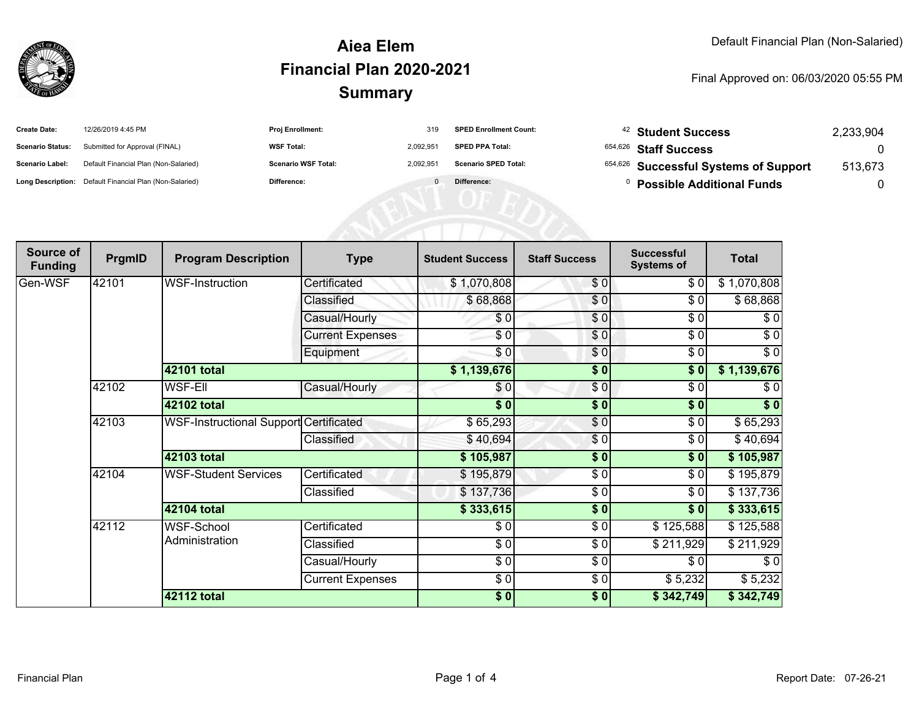# Aiea Elem
## Financial Plan 2020-2021
## Summary

Default Financial Plan (Non-Salaried)

Final Approved on: 06/03/2020 05:55 PM

| | | | | | | | |
|---|---|---|---|---|---|---|---|
| **Create Date:** | 12/26/2019 4:45 PM | **Proj Enrollment:** | 319 | **SPED Enrollment Count:** | 42 | **Student Success** | 2,233,904 |
| **Scenario Status:** | Submitted for Approval (FINAL) | **WSF Total:** | 2,092,951 | **SPED PPA Total:** | 654,626 | **Staff Success** | 0 |
| **Scenario Label:** | Default Financial Plan (Non-Salaried) | **Scenario WSF Total:** | 2,092,951 | **Scenario SPED Total:** | 654,626 | **Successful Systems of Support** | 513,673 |
| **Long Description:** | Default Financial Plan (Non-Salaried) | **Difference:** | 0 | **Difference:** | 0 | **Possible Additional Funds** | 0 |

| Source of Funding | PrgmID | Program Description | Type | Student Success | Staff Success | Successful Systems of | Total |
|---|---|---|---|---|---|---|---|
| Gen-WSF | 42101 | WSF-Instruction | Certificated | $ 1,070,808 | $ 0 | $ 0 | $ 1,070,808 |
| | | | Classified | $ 68,868 | $ 0 | $ 0 | $ 68,868 |
| | | | Casual/Hourly | $ 0 | $ 0 | $ 0 | $ 0 |
| | | | Current Expenses | $ 0 | $ 0 | $ 0 | $ 0 |
| | | | Equipment | $ 0 | $ 0 | $ 0 | $ 0 |
| | | **42101 total** | | **$ 1,139,676** | **$ 0** | **$ 0** | **$ 1,139,676** |
| | 42102 | WSF-Ell | Casual/Hourly | $ 0 | $ 0 | $ 0 | $ 0 |
| | | **42102 total** | | **$ 0** | **$ 0** | **$ 0** | **$ 0** |
| | 42103 | WSF-Instructional Support | Certificated | $ 65,293 | $ 0 | $ 0 | $ 65,293 |
| | | | Classified | $ 40,694 | $ 0 | $ 0 | $ 40,694 |
| | | **42103 total** | | **$ 105,987** | **$ 0** | **$ 0** | **$ 105,987** |
| | 42104 | WSF-Student Services | Certificated | $ 195,879 | $ 0 | $ 0 | $ 195,879 |
| | | | Classified | $ 137,736 | $ 0 | $ 0 | $ 137,736 |
| | | **42104 total** | | **$ 333,615** | **$ 0** | **$ 0** | **$ 333,615** |
| | 42112 | WSF-School Administration | Certificated | $ 0 | $ 0 | $ 125,588 | $ 125,588 |
| | | | Classified | $ 0 | $ 0 | $ 211,929 | $ 211,929 |
| | | | Casual/Hourly | $ 0 | $ 0 | $ 0 | $ 0 |
| | | | Current Expenses | $ 0 | $ 0 | $ 5,232 | $ 5,232 |
| | | **42112 total** | | **$ 0** | **$ 0** | **$ 342,749** | **$ 342,749** |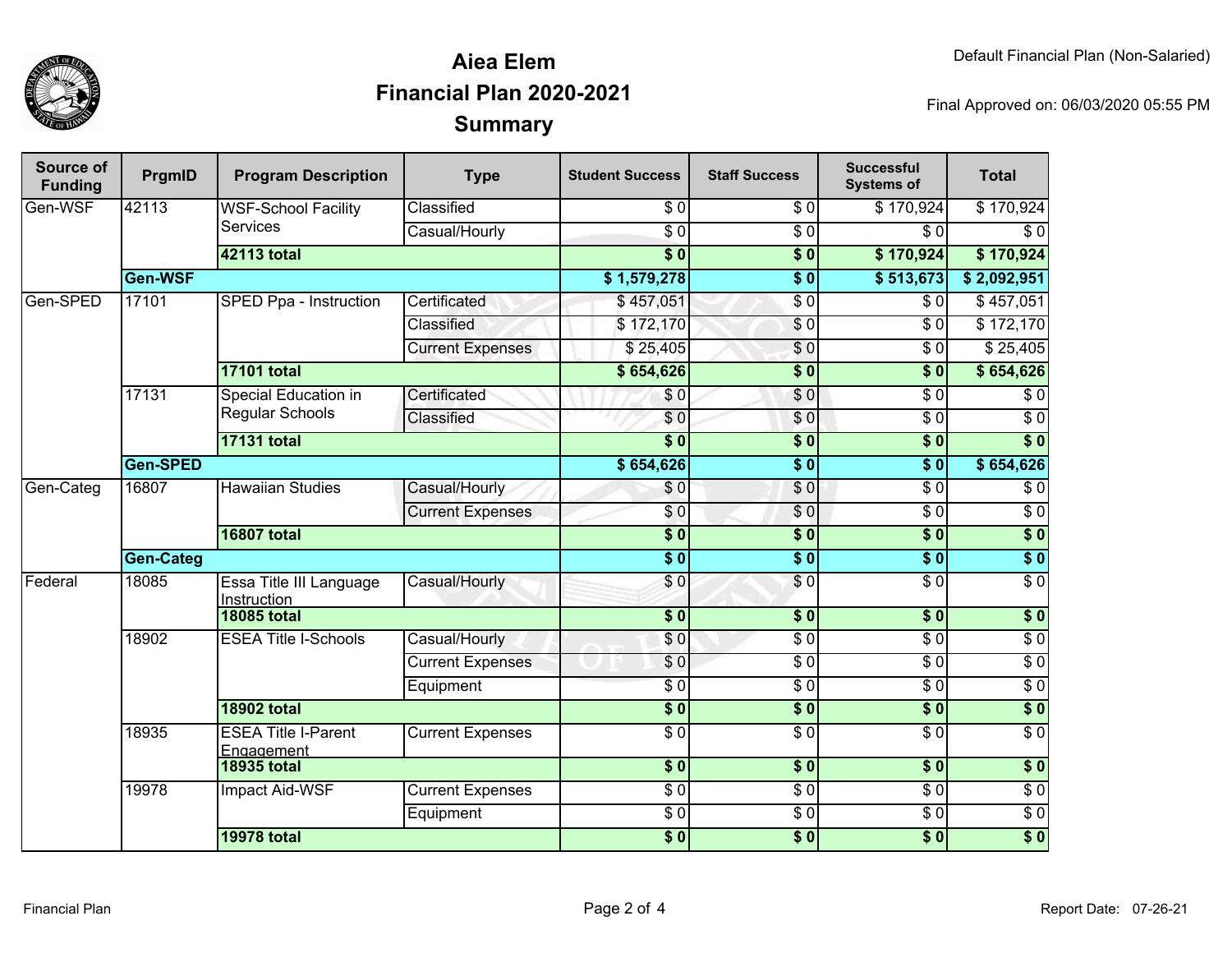# Aiea Elem
## Financial Plan 2020-2021
## Summary

Default Financial Plan (Non-Salaried)

Final Approved on: 06/03/2020 05:55 PM

| Source of Funding | PrgmID | Program Description | Type | Student Success | Staff Success | Successful Systems of | Total |
|---|---|---|---|---|---|---|---|
| Gen-WSF | 42113 | WSF-School Facility Services | Classified | $ 0 | $ 0 | $ 170,924 | $ 170,924 |
| | | | Casual/Hourly | $ 0 | $ 0 | $ 0 | $ 0 |
| | | **42113 total** | | **$ 0** | **$ 0** | **$ 170,924** | **$ 170,924** |
| | **Gen-WSF** | | | **$ 1,579,278** | **$ 0** | **$ 513,673** | **$ 2,092,951** |
| Gen-SPED | 17101 | SPED Ppa - Instruction | Certificated | $ 457,051 | $ 0 | $ 0 | $ 457,051 |
| | | | Classified | $ 172,170 | $ 0 | $ 0 | $ 172,170 |
| | | | Current Expenses | $ 25,405 | $ 0 | $ 0 | $ 25,405 |
| | | **17101 total** | | **$ 654,626** | **$ 0** | **$ 0** | **$ 654,626** |
| | 17131 | Special Education in Regular Schools | Certificated | $ 0 | $ 0 | $ 0 | $ 0 |
| | | | Classified | $ 0 | $ 0 | $ 0 | $ 0 |
| | | **17131 total** | | **$ 0** | **$ 0** | **$ 0** | **$ 0** |
| | **Gen-SPED** | | | **$ 654,626** | **$ 0** | **$ 0** | **$ 654,626** |
| Gen-Categ | 16807 | Hawaiian Studies | Casual/Hourly | $ 0 | $ 0 | $ 0 | $ 0 |
| | | | Current Expenses | $ 0 | $ 0 | $ 0 | $ 0 |
| | | **16807 total** | | **$ 0** | **$ 0** | **$ 0** | **$ 0** |
| | **Gen-Categ** | | | **$ 0** | **$ 0** | **$ 0** | **$ 0** |
| Federal | 18085 | Essa Title III Language Instruction | Casual/Hourly | $ 0 | $ 0 | $ 0 | $ 0 |
| | | **18085 total** | | **$ 0** | **$ 0** | **$ 0** | **$ 0** |
| | 18902 | ESEA Title I-Schools | Casual/Hourly | $ 0 | $ 0 | $ 0 | $ 0 |
| | | | Current Expenses | $ 0 | $ 0 | $ 0 | $ 0 |
| | | | Equipment | $ 0 | $ 0 | $ 0 | $ 0 |
| | | **18902 total** | | **$ 0** | **$ 0** | **$ 0** | **$ 0** |
| | 18935 | ESEA Title I-Parent Engagement | Current Expenses | $ 0 | $ 0 | $ 0 | $ 0 |
| | | **18935 total** | | **$ 0** | **$ 0** | **$ 0** | **$ 0** |
| | 19978 | Impact Aid-WSF | Current Expenses | $ 0 | $ 0 | $ 0 | $ 0 |
| | | | Equipment | $ 0 | $ 0 | $ 0 | $ 0 |
| | | **19978 total** | | **$ 0** | **$ 0** | **$ 0** | **$ 0** |

Financial Plan

Report Date: 07-26-21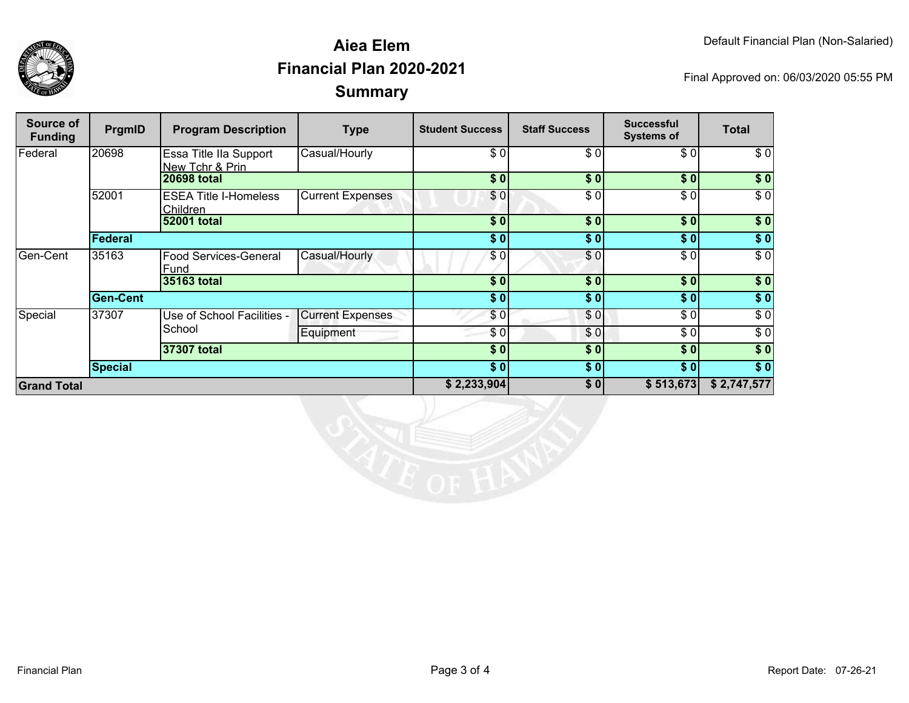Default Financial Plan (Non-Salaried)

# Aiea Elem
## Financial Plan 2020-2021
## Summary

Final Approved on: 06/03/2020 05:55 PM

| Source of Funding | PrgmID | Program Description | Type | Student Success | Staff Success | Successful Systems of | Total |
|---|---|---|---|---|---|---|---|
| Federal | 20698 | Essa Title IIa Support New Tchr & Prin | Casual/Hourly | $ 0 | $ 0 | $ 0 | $ 0 |
| | | **20698 total** | | **$ 0** | **$ 0** | **$ 0** | **$ 0** |
| | 52001 | ESEA Title I-Homeless Children | Current Expenses | $ 0 | $ 0 | $ 0 | $ 0 |
| | | **52001 total** | | **$ 0** | **$ 0** | **$ 0** | **$ 0** |
| | **Federal** | | | **$ 0** | **$ 0** | **$ 0** | **$ 0** |
| Gen-Cent | 35163 | Food Services-General Fund | Casual/Hourly | $ 0 | $ 0 | $ 0 | $ 0 |
| | | **35163 total** | | **$ 0** | **$ 0** | **$ 0** | **$ 0** |
| | **Gen-Cent** | | | **$ 0** | **$ 0** | **$ 0** | **$ 0** |
| Special | 37307 | Use of School Facilities - School | Current Expenses | $ 0 | $ 0 | $ 0 | $ 0 |
| | | | Equipment | $ 0 | $ 0 | $ 0 | $ 0 |
| | | **37307 total** | | **$ 0** | **$ 0** | **$ 0** | **$ 0** |
| | **Special** | | | **$ 0** | **$ 0** | **$ 0** | **$ 0** |
| **Grand Total** | | | | **$ 2,233,904** | **$ 0** | **$ 513,673** | **$ 2,747,577** |

Financial Plan

Report Date: 07-26-21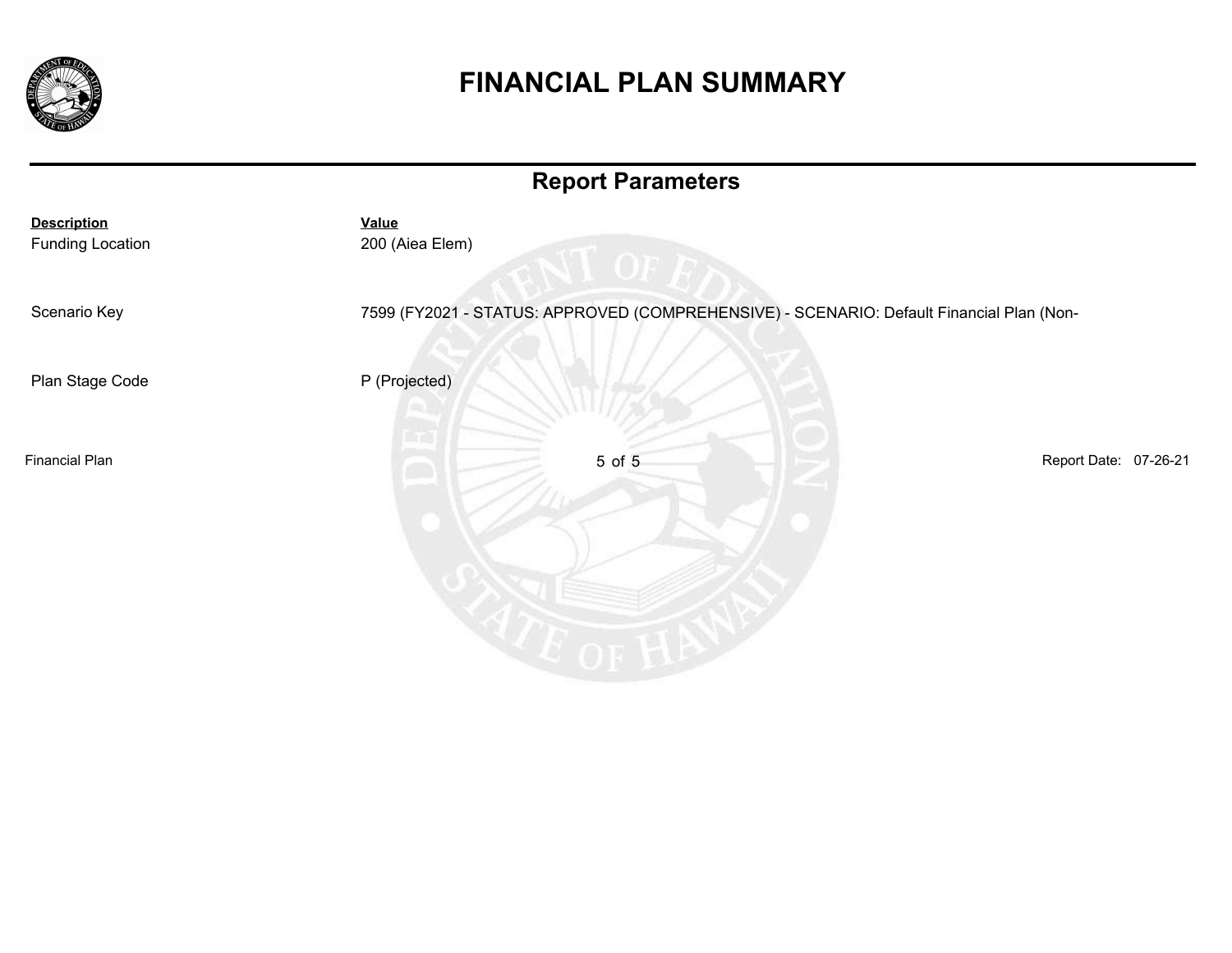# FINANCIAL PLAN SUMMARY

## Report Parameters

| Description | Value |
|---|---|
| Funding Location | 200 (Aiea Elem) |
| Scenario Key | 7599 (FY2021 - STATUS: APPROVED (COMPREHENSIVE) - SCENARIO: Default Financial Plan (Non- |
| Plan Stage Code | P (Projected) |